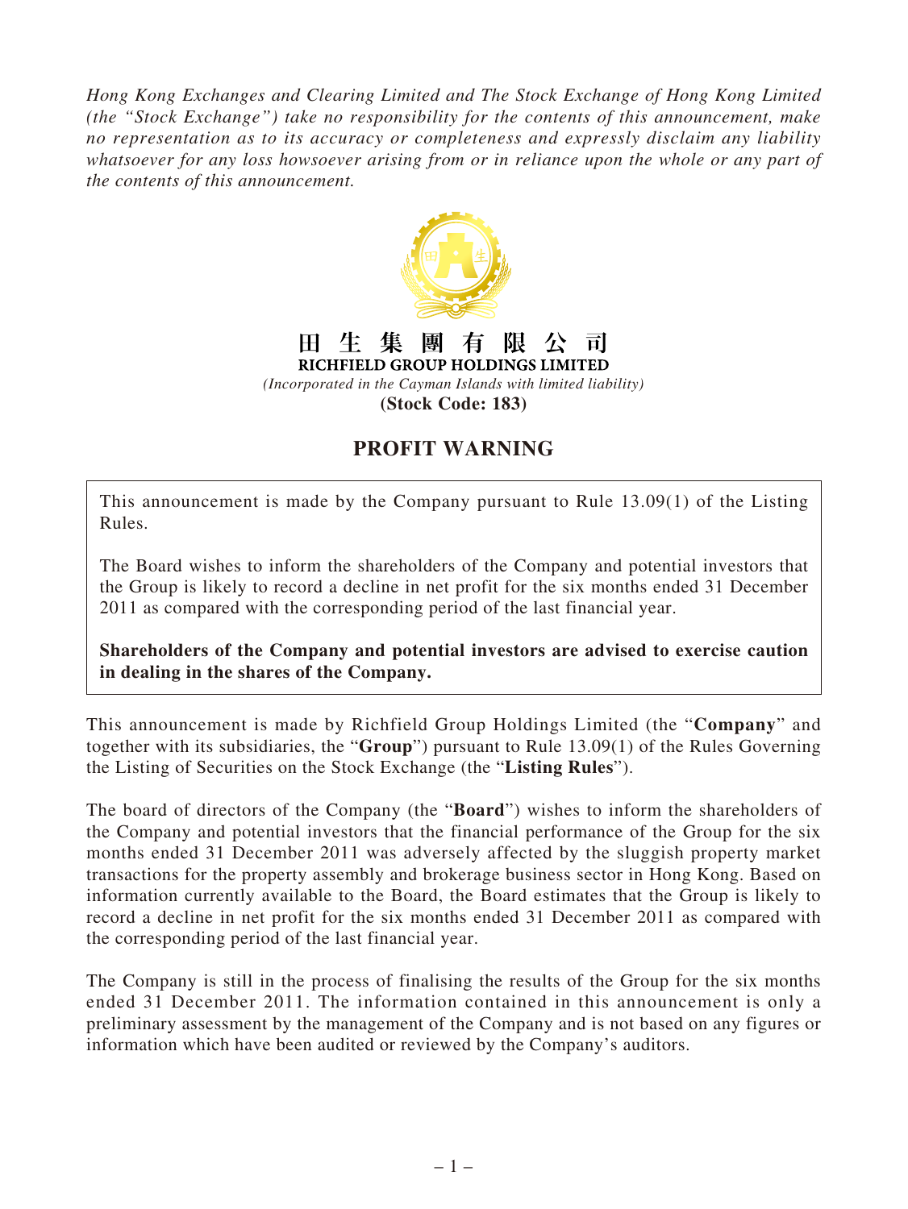*Hong Kong Exchanges and Clearing Limited and The Stock Exchange of Hong Kong Limited (the "Stock Exchange") take no responsibility for the contents of this announcement, make no representation as to its accuracy or completeness and expressly disclaim any liability whatsoever for any loss howsoever arising from or in reliance upon the whole or any part of the contents of this announcement.*

**田 生 集 團 有 限 公 司**

**RICHFIELD GROUP HOLDINGS LIMITED**

*(Incorporated in the Cayman Islands with limited liability)*

**(Stock Code: 183)**

# PROFIT WARNING

This announcement is made by the Company pursuant to Rule 13.09(1) of the Listing Rules.

The Board wishes to inform the shareholders of the Company and potential investors that the Group is likely to record a decline in net profit for the six months ended 31 December 2011 as compared with the corresponding period of the last financial year.

**Shareholders of the Company and potential investors are advised to exercise caution in dealing in the shares of the Company.**

This announcement is made by Richfield Group Holdings Limited (the "**Company**" and together with its subsidiaries, the "**Group**") pursuant to Rule 13.09(1) of the Rules Governing the Listing of Securities on the Stock Exchange (the "**Listing Rules**").

The board of directors of the Company (the "**Board**") wishes to inform the shareholders of the Company and potential investors that the financial performance of the Group for the six months ended 31 December 2011 was adversely affected by the sluggish property market transactions for the property assembly and brokerage business sector in Hong Kong. Based on information currently available to the Board, the Board estimates that the Group is likely to record a decline in net profit for the six months ended 31 December 2011 as compared with the corresponding period of the last financial year.

The Company is still in the process of finalising the results of the Group for the six months ended 31 December 2011. The information contained in this announcement is only a preliminary assessment by the management of the Company and is not based on any figures or information which have been audited or reviewed by the Company's auditors.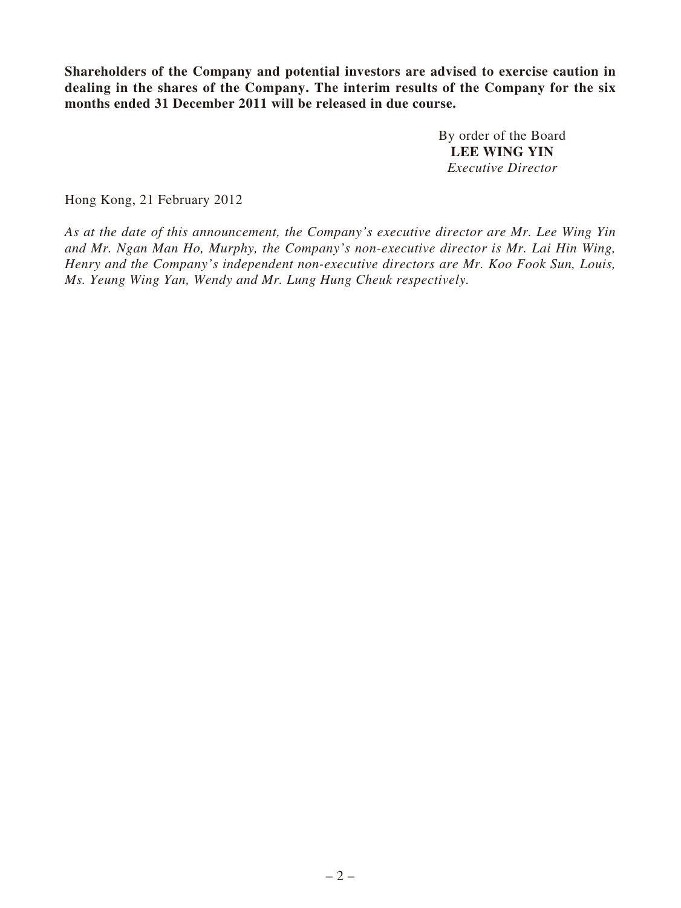**Shareholders of the Company and potential investors are advised to exercise caution in dealing in the shares of the Company. The interim results of the Company for the six months ended 31 December 2011 will be released in due course.**

By order of the Board
**LEE WING YIN**
*Executive Director*

Hong Kong, 21 February 2012

*As at the date of this announcement, the Company's executive director are Mr. Lee Wing Yin and Mr. Ngan Man Ho, Murphy, the Company's non-executive director is Mr. Lai Hin Wing, Henry and the Company's independent non-executive directors are Mr. Koo Fook Sun, Louis, Ms. Yeung Wing Yan, Wendy and Mr. Lung Hung Cheuk respectively.*